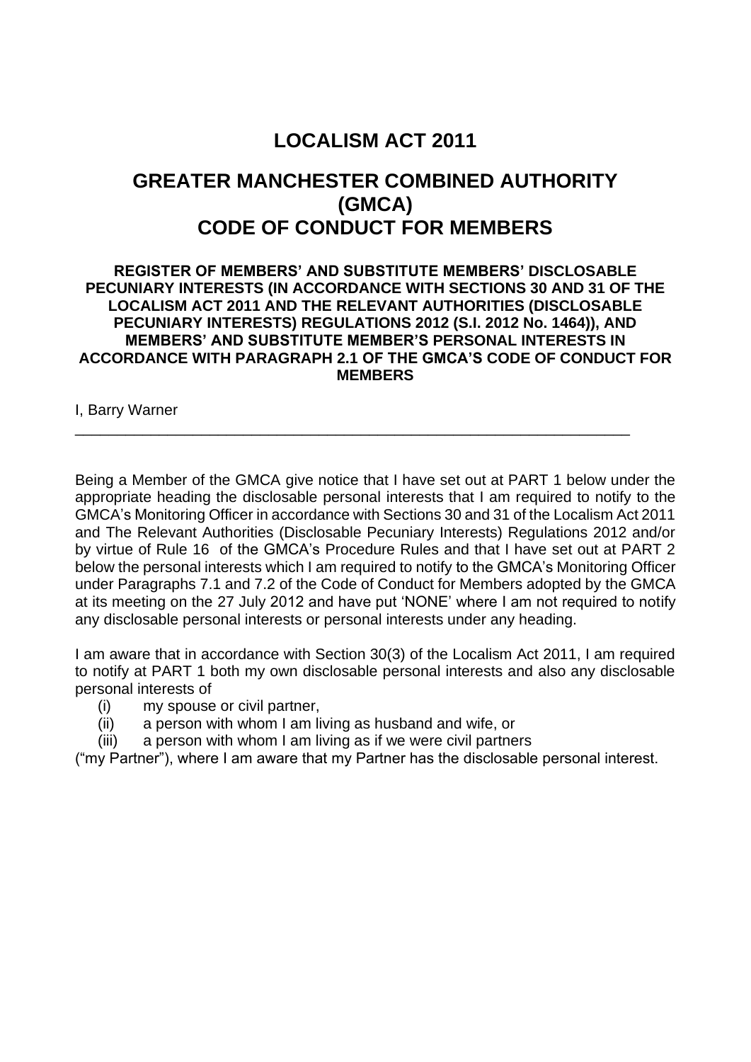# LOCALISM ACT 2011

# GREATER MANCHESTER COMBINED AUTHORITY (GMCA) CODE OF CONDUCT FOR MEMBERS

### REGISTER OF MEMBERS' AND SUBSTITUTE MEMBERS' DISCLOSABLE PECUNIARY INTERESTS (IN ACCORDANCE WITH SECTIONS 30 AND 31 OF THE LOCALISM ACT 2011 AND THE RELEVANT AUTHORITIES (DISCLOSABLE PECUNIARY INTERESTS) REGULATIONS 2012 (S.I. 2012 No. 1464)), AND MEMBERS' AND SUBSTITUTE MEMBER'S PERSONAL INTERESTS IN ACCORDANCE WITH PARAGRAPH 2.1 OF THE GMCA'S CODE OF CONDUCT FOR MEMBERS

I, Barry Warner

_______________________________________________________________________

Being a Member of the GMCA give notice that I have set out at PART 1 below under the appropriate heading the disclosable personal interests that I am required to notify to the GMCA's Monitoring Officer in accordance with Sections 30 and 31 of the Localism Act 2011 and The Relevant Authorities (Disclosable Pecuniary Interests) Regulations 2012 and/or by virtue of Rule 16 of the GMCA's Procedure Rules and that I have set out at PART 2 below the personal interests which I am required to notify to the GMCA's Monitoring Officer under Paragraphs 7.1 and 7.2 of the Code of Conduct for Members adopted by the GMCA at its meeting on the 27 July 2012 and have put 'NONE' where I am not required to notify any disclosable personal interests or personal interests under any heading.

I am aware that in accordance with Section 30(3) of the Localism Act 2011, I am required to notify at PART 1 both my own disclosable personal interests and also any disclosable personal interests of

(i) my spouse or civil partner,
(ii) a person with whom I am living as husband and wife, or
(iii) a person with whom I am living as if we were civil partners

("my Partner"), where I am aware that my Partner has the disclosable personal interest.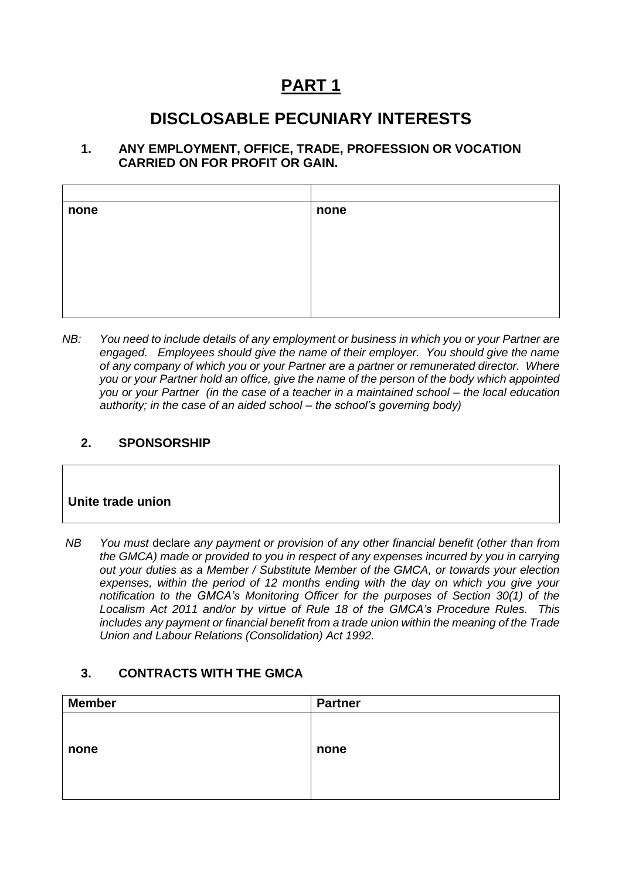# PART 1

## DISCLOSABLE PECUNIARY INTERESTS

### 1. ANY EMPLOYMENT, OFFICE, TRADE, PROFESSION OR VOCATION CARRIED ON FOR PROFIT OR GAIN.

| | |
|---|---|
| none | none |

*NB: You need to include details of any employment or business in which you or your Partner are engaged. Employees should give the name of their employer. You should give the name of any company of which you or your Partner are a partner or remunerated director. Where you or your Partner hold an office, give the name of the person of the body which appointed you or your Partner (in the case of a teacher in a maintained school – the local education authority; in the case of an aided school – the school's governing body)*

### 2. SPONSORSHIP

| |
|---|
| Unite trade union |

*NB You must* declare *any payment or provision of any other financial benefit (other than from the GMCA) made or provided to you in respect of any expenses incurred by you in carrying out your duties as a Member / Substitute Member of the GMCA, or towards your election expenses, within the period of 12 months ending with the day on which you give your notification to the GMCA's Monitoring Officer for the purposes of Section 30(1) of the Localism Act 2011 and/or by virtue of Rule 18 of the GMCA's Procedure Rules. This includes any payment or financial benefit from a trade union within the meaning of the Trade Union and Labour Relations (Consolidation) Act 1992.*

### 3. CONTRACTS WITH THE GMCA

| Member | Partner |
|---|---|
| none | none |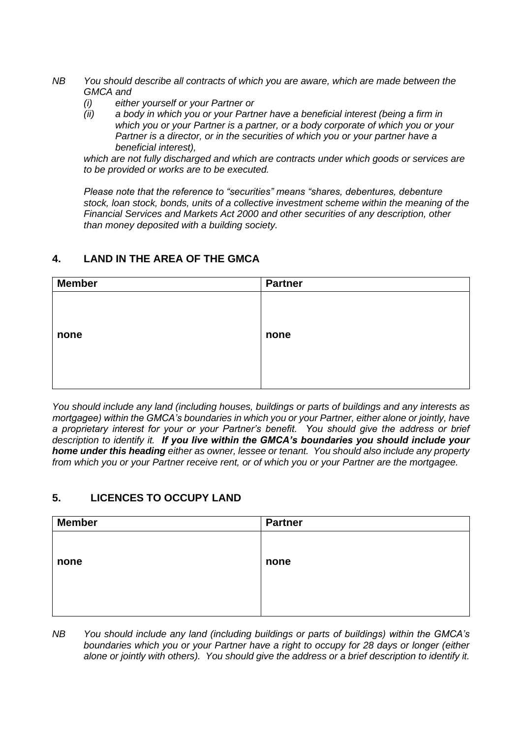*NB You should describe all contracts of which you are aware, which are made between the GMCA and*

*(i) either yourself or your Partner or*

*(ii) a body in which you or your Partner have a beneficial interest (being a firm in which you or your Partner is a partner, or a body corporate of which you or your Partner is a director, or in the securities of which you or your partner have a beneficial interest),*

*which are not fully discharged and which are contracts under which goods or services are to be provided or works are to be executed.*

*Please note that the reference to "securities" means "shares, debentures, debenture stock, loan stock, bonds, units of a collective investment scheme within the meaning of the Financial Services and Markets Act 2000 and other securities of any description, other than money deposited with a building society.*

## 4. LAND IN THE AREA OF THE GMCA

| Member | Partner |
|---|---|
| none | none |

*You should include any land (including houses, buildings or parts of buildings and any interests as mortgagee) within the GMCA's boundaries in which you or your Partner, either alone or jointly, have a proprietary interest for your or your Partner's benefit. You should give the address or brief description to identify it.* ***If you live within the GMCA's boundaries you should include your home under this heading*** *either as owner, lessee or tenant. You should also include any property from which you or your Partner receive rent, or of which you or your Partner are the mortgagee.*

## 5. LICENCES TO OCCUPY LAND

| Member | Partner |
|---|---|
| none | none |

*NB You should include any land (including buildings or parts of buildings) within the GMCA's boundaries which you or your Partner have a right to occupy for 28 days or longer (either alone or jointly with others). You should give the address or a brief description to identify it.*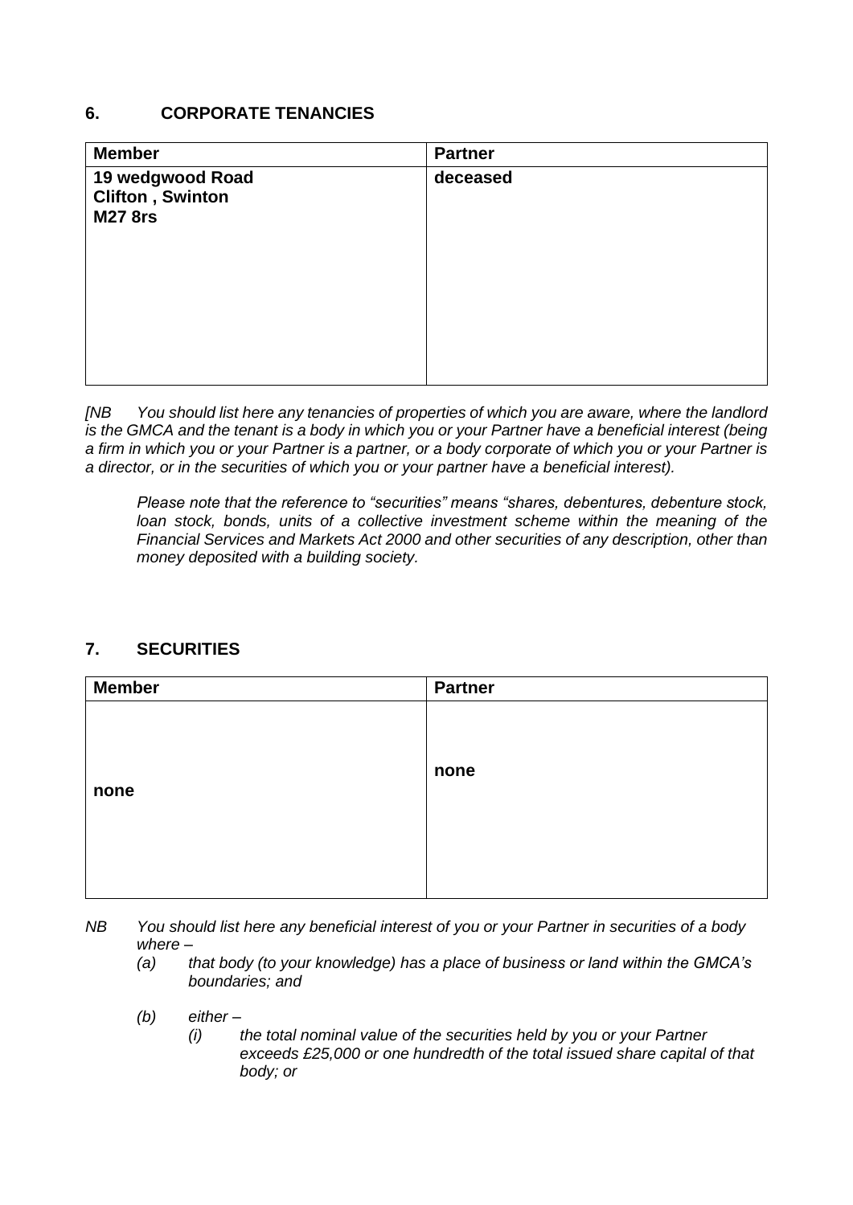## 6. CORPORATE TENANCIES

| Member | Partner |
|---|---|
| **19 wedgwood Road**<br>**Clifton , Swinton**<br>**M27 8rs** | **deceased** |

*[NB You should list here any tenancies of properties of which you are aware, where the landlord is the GMCA and the tenant is a body in which you or your Partner have a beneficial interest (being a firm in which you or your Partner is a partner, or a body corporate of which you or your Partner is a director, or in the securities of which you or your partner have a beneficial interest).*

*Please note that the reference to "securities" means "shares, debentures, debenture stock, loan stock, bonds, units of a collective investment scheme within the meaning of the Financial Services and Markets Act 2000 and other securities of any description, other than money deposited with a building society.*

## 7. SECURITIES

| Member | Partner |
|---|---|
| **none** | **none** |

*NB You should list here any beneficial interest of you or your Partner in securities of a body where –*

*(a) that body (to your knowledge) has a place of business or land within the GMCA's boundaries; and*

*(b) either –*

*(i) the total nominal value of the securities held by you or your Partner exceeds £25,000 or one hundredth of the total issued share capital of that body; or*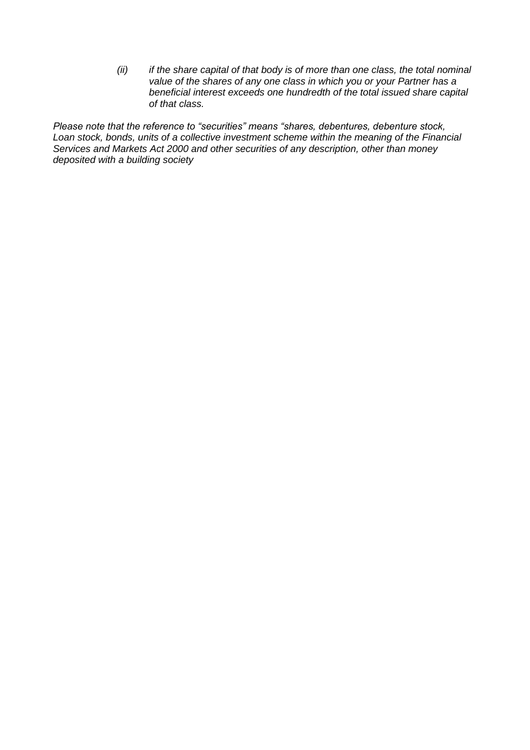*(ii) if the share capital of that body is of more than one class, the total nominal value of the shares of any one class in which you or your Partner has a beneficial interest exceeds one hundredth of the total issued share capital of that class.*

*Please note that the reference to "securities" means "shares, debentures, debenture stock, Loan stock, bonds, units of a collective investment scheme within the meaning of the Financial Services and Markets Act 2000 and other securities of any description, other than money deposited with a building society*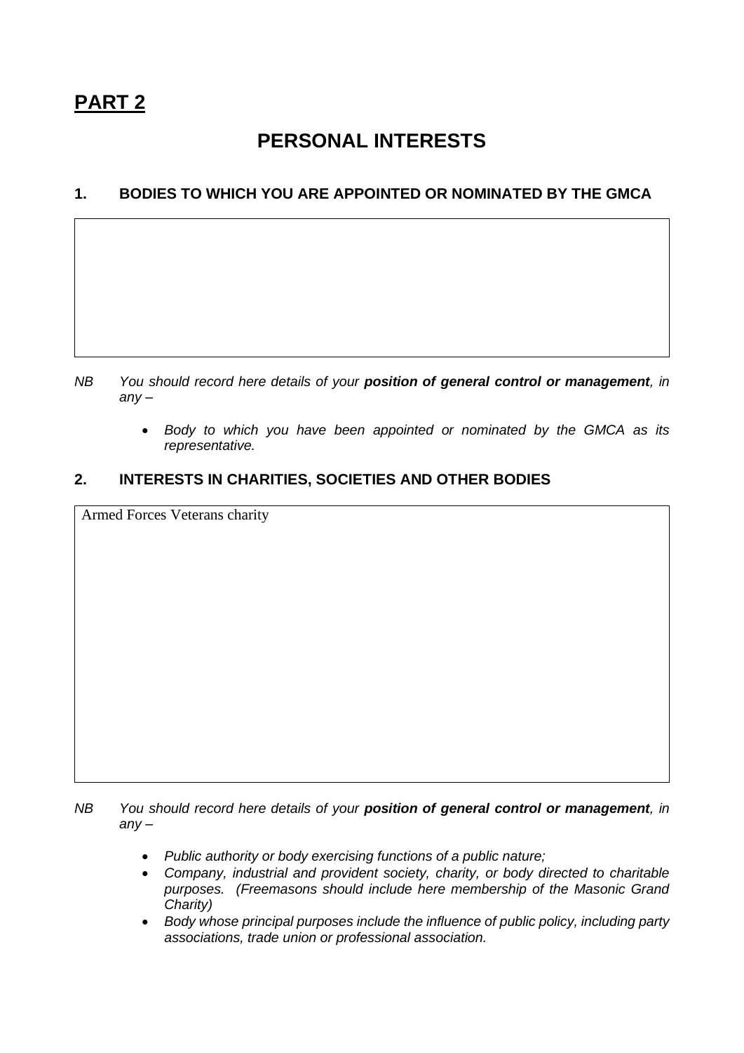# PART 2

## PERSONAL INTERESTS

### 1. BODIES TO WHICH YOU ARE APPOINTED OR NOMINATED BY THE GMCA

| |
|---|
| |

*NB You should record here details of your **position of general control or management**, in any –*

- *Body to which you have been appointed or nominated by the GMCA as its representative.*

### 2. INTERESTS IN CHARITIES, SOCIETIES AND OTHER BODIES

| |
|---|
| Armed Forces Veterans charity |

*NB You should record here details of your **position of general control or management**, in any –*

- *Public authority or body exercising functions of a public nature;*
- *Company, industrial and provident society, charity, or body directed to charitable purposes. (Freemasons should include here membership of the Masonic Grand Charity)*
- *Body whose principal purposes include the influence of public policy, including party associations, trade union or professional association.*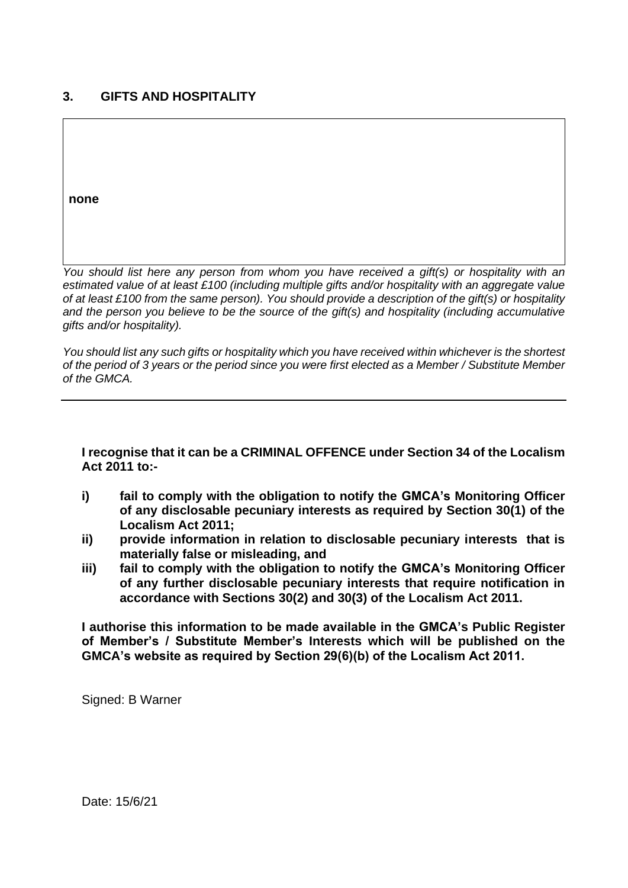## 3. GIFTS AND HOSPITALITY

| none |
|---|

*You should list here any person from whom you have received a gift(s) or hospitality with an estimated value of at least £100 (including multiple gifts and/or hospitality with an aggregate value of at least £100 from the same person). You should provide a description of the gift(s) or hospitality and the person you believe to be the source of the gift(s) and hospitality (including accumulative gifts and/or hospitality).*

*You should list any such gifts or hospitality which you have received within whichever is the shortest of the period of 3 years or the period since you were first elected as a Member / Substitute Member of the GMCA.*

---

**I recognise that it can be a CRIMINAL OFFENCE under Section 34 of the Localism Act 2011 to:-**

- **i) fail to comply with the obligation to notify the GMCA's Monitoring Officer of any disclosable pecuniary interests as required by Section 30(1) of the Localism Act 2011;**
- **ii) provide information in relation to disclosable pecuniary interests that is materially false or misleading, and**
- **iii) fail to comply with the obligation to notify the GMCA's Monitoring Officer of any further disclosable pecuniary interests that require notification in accordance with Sections 30(2) and 30(3) of the Localism Act 2011.**

**I authorise this information to be made available in the GMCA's Public Register of Member's / Substitute Member's Interests which will be published on the GMCA's website as required by Section 29(6)(b) of the Localism Act 2011.**

Signed: B Warner

Date: 15/6/21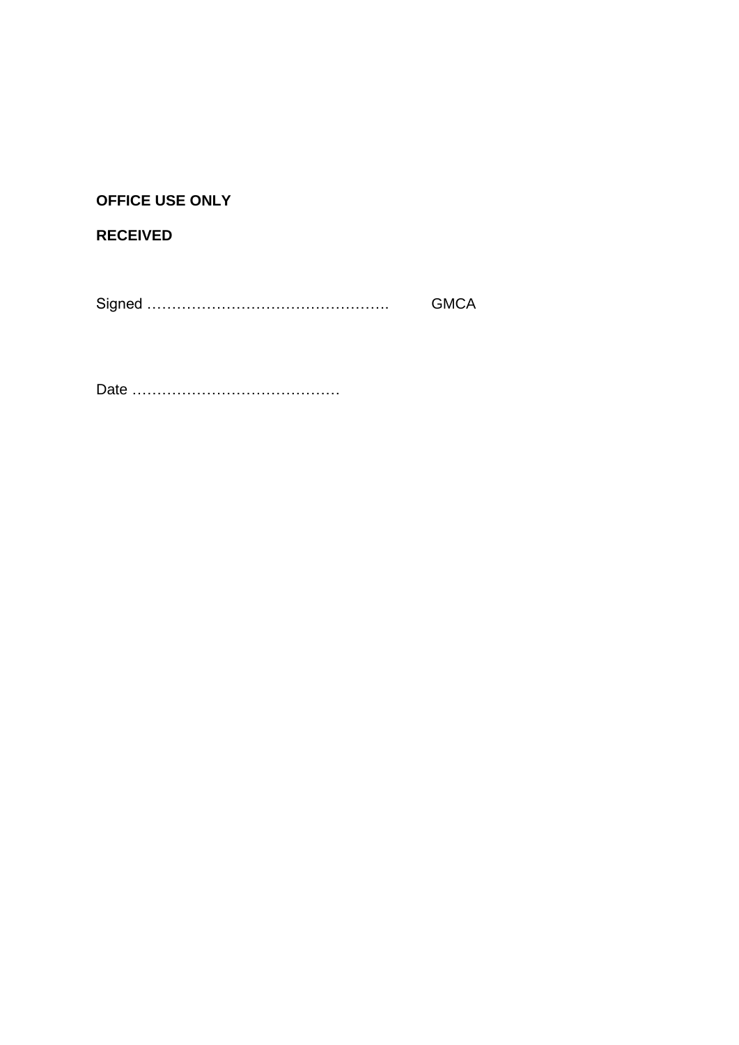**OFFICE USE ONLY**

**RECEIVED**

Signed …………………………………………. GMCA

Date ……………………………………